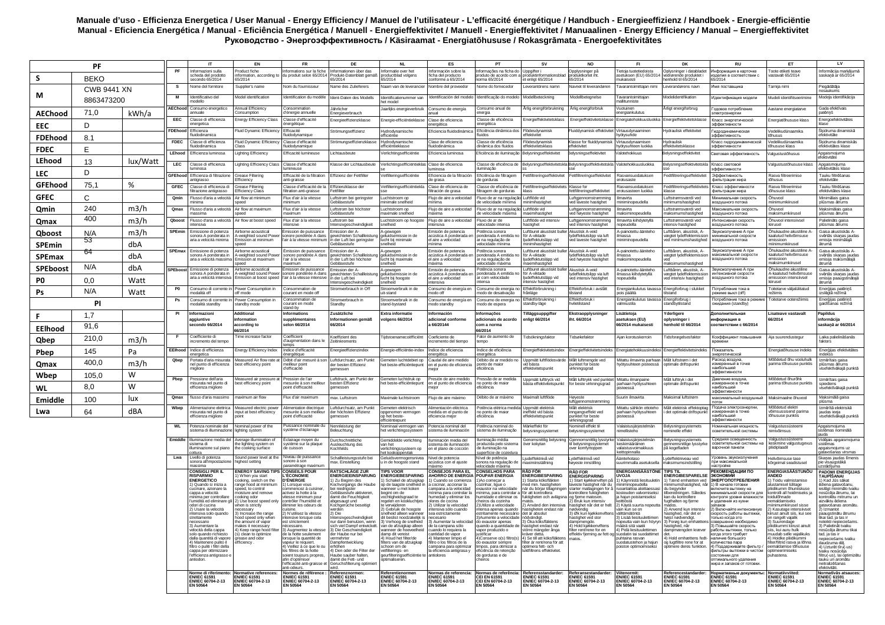**Manuale d'uso - Efficienza Energetica / User Manual - Energy Efficiency / Manuel de l'utilisateur - L'efficacité énergétique / Handbuch - Energieeffizienz / Handboek - Energie-efficiëntie Manual - Eficiencia Energética / Manual - Eficiência Energética / Manuell - Energieffektivitet / Manuell - Energieffektivitet / Manuaalinen - Energy Efficiency / Manual – Energieffektivitet Руководство - Энергоэффективность / Käsiraamat - Energiatõhususe / Rokasgrāmata - Energoefektivitātes**

| PF | | |
|---|---|---|
| S | BEKO | |
| M | CWB 9441 XN 8863473200 | |
| AEChood | 71,0 | kWh/a |
| EEC | D | |
| FDEhood | 8.1 | |
| FDEC | E | |
| LEhood | 13 | lux/Watt |
| LEC | D | |
| GFEhood | 75,1 | % |
| GFEC | C | |
| Qmin | 240 | m3/h |
| Qmax | 400 | m3/h |
| Qboost | N/A | m3/h |
| SPEmin | 53 | dbA |
| SPEmax | 64 | dbA |
| SPEboost | N/A | dbA |
| P0 | 0,0 | Watt |
| Ps | N/A | Watt |
| PI | | |
| F | 1,7 | |
| EElhood | 91,6 | |
| Qbep | 210,0 | m3/h |
| Pbep | 145 | Pa |
| Qmax | 400,0 | m3/h |
| Wbep | 105,0 | W |
| WL | 8,0 | W |
| Emiddle | 100 | lux |
| Lwa | 64 | dBA |

| | IT | EN | FR | DE | NL | ES | PT | SV | NO | FI | DK | RU | ET | LV |
|---|---|---|---|---|---|---|---|---|---|---|---|---|---|---|
| PF | Informazioni sulla scheda del prodotto secondo 65/2014 | Product fiche information, according to 65/2014 | Informations sur la fiche du produit selon 65/2014 | Informationen über das Produkt-Datenblatt gemäß 65/2014 | Informatie over het productblad volgens 65/2014 | Información sobre la ficha del producto conforme a 65/2014 | Informações na ficha do produto de acordo com a 65/2014 | Uppgifter i produktinformationsblad enligt 65/2014 | Opplysninger på produktkortet iht. 65/2014 | Tietoja tuotetiedoista asetuksen (EU) 65/2014 mukaisesti | Oplysninger i datablad vedrørende produktet i henhold til 65/2014 | Информация в карточке изделия в соответствии с 65/2014 | Toote etiketi teave vastavalt 65/2014 | Informācija marķējumā saskaņā ar 65/2014 |
| S | Nome del fornitore | Supplier's name | Nom du fournisseur | Name des Zulieferers | Naam van de leverancier | Nombre del proveedor | Nome do fornecedor | Leverantörens namn | Navnet til leverandøren | Tavarantoimittajan nimi | Leverandørens navn | Имя поставщика | Tarnija nimi | Piegādātāja nosaukums |
| M | Identificativo del modello | Model identification | Identification du modèle | Ident-Daten des Modells | Identificatienummer van het model | Identificación del modelo | Identificação do modelo | Modellbeteckning | Modellbetegnelse | Tavarantoimittajan mallitunniste | Modelidentifikation | Идентификация модели | Mudeli identifitseerimine | Modeļa identifikācija |
| AEChood | Consumo energetico annuale | Annual Efficiency Consumption | Consommation d'énergie annuelle | Jährlicher Energieverbrauch | Jaarlijks energieverbruik | Consumo de energía anual | Consumo anual de energia | Årlig energiförbrukning | Årlig energiforbruk | Vuotuinen energiankulutus | Årligt energiforbrug | Годовое потребление электроэнергии | Aastane energiatarve | Gada efektīvais patēriņš |
| EEC | Classe di efficienza energetica | Energy Efficiency Class | Classe d'efficacité énergétique | Energieeffizienzklasse | Energie-efficiëntieklasse | Clase de eficiencia energética | Classe de eficiência energética | Energieffektivitetsklass | Energieffektivitetsklasse | Energiatehokkuusluokka | Energieffektivitetsklasse | Класс энергетической эффективности | Energiatõhususe klass | Energoefektivitātes klase |
| FDEhood | Efficienza fluidodinamica | Fluid Dynamic Efficiency | Efficacité fluidodynamique | Strömungseffizienz | Hydrodynamische efficiëntie | Eficiencia fluidodinámica | Eficiência dinâmica dos fluidos | Flödesdynamisk effektivitet | Fluiddynamisk effektivitet | Virtausdynaaminen hyötysuhde | Hydraulisk effektivitet | Гидродинамическая эффективность | Vedelikudünaamika tõhusus | Šķidruma dinamiskā efektivitāte |
| FDEC | Classe di efficienza fluidodinamica | Fluid Dynamic Efficiency Class | Classe d'efficacité fluidodynamique | Strömungseffizienzklasse | Hydrodynamische efficiëntieklasse | Clase de eficiencia dinámica de fluidos | Classe de eficiência dinâmica dos fluidos | Flödesdynamisk effektivitetsklass | Klasse for fluiddynamisk effektivitet | Virtausdynaamisen hyötysuhteen luokka | Hydraulisk effektivitetsklasse | Класс гидродинамической эффективности | Vedelikudünaamika tõhususe klass | Šķidruma dinamiskās efektivitātes klase |
| LEhood | Efficienza luminosa | Lighting Efficiency | Efficacité lumineuse | Lichtausbeute | Verlichtingsefficiëntie | Eficiencia luminosa | Eficiência de iluminação | Belysningseffektivitet | Belysningseffektivitet | Valotehokkuus | Belysningseffektivitet | Световая эффективность | Valgustustõhusus | Apgaismojuma efektivitāte |
| LEC | Classe di efficienza luminosa | Lighting Efficiency Class | Classe d'efficacité lumineuse | Klasse der Lichtausbeute | Verlichtingsefficiëntieklasse | Clase de eficiencia luminosa | Classe de eficiência de iluminação | Belysningseffektivitetsklass | Belysningseffektivitetsklasse | Valotehokkuusluokka | Belysningseffektivitetsklasse | Класс световой эффективности | Valgustustõhususe klass | Apgaismojuma efektivitātes klase |
| GFEhood | Efficienza di filtrazione antigrasso | Grease Filtering Efficiency | Efficacité de la filtration anti-graisse | Effizienz der Fettfilter | Vetfilteringsefficiëntie | Eficiencia de la filtración de grasa | Eficiência de filtragem de gorduras | Fettfiltreringseffektivitet | Fettfiltreringseffektivitet | Rasvansuodatuksen erotusaste | Fedtfiltreringseffektivitet | Эффективность фильтрации жира | Rasva filtreerimise tõhusus | Tauku filtrēšanas efektivitāte |
| GFEC | Classe di efficienza di filtrazione antigrasso | Grease Filtering Efficiency Class | Classe d'efficacité de la filtration anti-graisse | Effizienzklasse der Fettfilter | Vetfilteringsefficiëntieklasse | Clase de eficiencia de filtración de grasa | Classe de eficiência de filtragem de gorduras | Fettfiltreringseffektivitetsklass | Klasse for fettfiltreringseffektivitet | Rasvansuodatuksen erotusasteen luokka | Fedtfiltreringseffektivitetsklasse | Класс эффективности фильтрации жира | Rasva filtreerimise tõhususe klass | Tauku filtrēšanas efektivitātes klase |
| Qmin | Flusso d'aria a velocità minima | Air flow at minimum speed | Flux d'air à la vitesse minimum | Luftstrom bei geringster Gebläsestufe | Luchtstroom op minimale snelheid | Flujo de aire a velocidad mínima | Fluxo de ar na regulação de velocidade mínima | Luftflöde vid minimihastighet | Luftgjennomstrømming ved laveste hastighet | Ilmavirta miniminopeudella | Luftstrømsværdi ved minimumshastighed | Минимальная скорость воздушного потока | Õhuvool miinimumkiirusel | Minimālais gaisa plūsmas ātrums |
| Qmax | Flusso d'aria a velocità massima | Air flow at maximum speed | Flux d'air à la vitesse maximum | Luftstrom bei höchster Gebläsestufe | Luchtstroom op maximale snelheid | Flujo de aire a velocidad máxima | Fluxo de ar na regulação de velocidade máxima | Luftflöde vid maximihastighet | Luftgjennomstrømming ved høyeste hastighet | Ilmavirta maksiminopeudella | Luftstrømsværdi ved maksimumshastighed | Максимальная скорость воздушного потока | Õhuvool maksimumkiirusel | Maksimālais gaisa plūsmas ātrums |
| Qboost | Flusso d'aria a velocità intensiva | Air flow at boost speed | Flux d'air à la vitesse intensive | Luftstrom bei Intensivgeschwindigkeit | Luchtstroom op hoogste snelheid | Flujo de aire a velocidad intensiva | Fluxo de ar de velocidade intensa | Luftflöde vid forcerad hastighet | Luftgjennomstrømming ved intensiv hastighet | Ilmavirta kiihdytetyllä nopeudella | Luftstrømsværdi ved intensiv hastighed | Интенсивная скорость воздушного потока | Õhuvool intensiivsel kiirusel | Palielināts gaisa plūsmas ātrums |
| SPEmin | Emissione di potenza sonora A ponderata in aria a velocità minima | Airborne acoustical A-weighted sound Power Emission at minimum speed | Émission de puissance sonore pondérée A dans l'air à la vitesse minimum | Emission der A-gewichteten Schallleistung in der Luft bei geringster Gebläsestufe | A-gewogen geluidsemissie in de lucht bij minimale snelheid | Emisión de potencia acústica A ponderada en el aire a velocidad mínima | Potência sonora ponderada A emitida no ar na regulação de velocidade mínima | Luftburet akustiskt buller för A-viktade ljudeffektutsläpp vid minimihastighet | Akustisk A-veid lydeffektutslipp via luft ved laveste hastighet | A-painotettu ääniteho ilmassa miniminopeudella | Luftbåren, akustisk, A-vægtet lydeffektemission ved minimumshastighed | Звукоизлучение А при минимальной скорости воздушного потока | Õhukaudne akustiline A-kaalutud helivõimsuse emission miinimumkiirusel | Gaisa akustiskās A-svērtās skaņas jaudas emisija minimālajā ātrumā |
| SPEmax | Emissione di potenza sonora A ponderata in aria a velocità massima | Airborne acoustical A-weighted sound Power Emission at maximum speed | Émission de puissance sonore pondérée A dans l'air à la vitesse maximum | Emission der A-gewichteten Schallleistung in der Luft bei höchster Gebläsestufe | A-gewogen geluidsemissie in de lucht bij maximale snelheid | Emisión de potencia acústica A ponderada en el aire a velocidad máxima | Potência sonora ponderada A emitida no ar na regulação de velocidade máxima | Luftburet akustiskt buller för A-viktade ljudeffektutsläpp vid maximihastighet | Akustisk A-veid lydeffektutslipp via luft ved høyeste hastighet | A-painotettu ääniteho ilmassa maksiminopeudella | Luftbåren, akustisk, A-vægtet lydeffektemission ved maksimumshastighed | Звукоизлучение А при максимальной скорости воздушного потока | Õhukaudne akustiline A-kaalutud helivõimsuse emission maksimumkiirusel | Gaisa akustiskās A-svērtās skaņas jaudas emisija maksimālajā ātrumā |
| SPEboost | Emissione di potenza sonora A ponderata in aria a velocità intensiva | Airborne acoustical A-weighted sound Power Emission at boost speed | Émission de puissance sonore pondérée A dans l'air à la vitesse intensive | Emission der A-gewichteten Schallleistung in der Luft bei Intensivgeschwindigkeit | A-gewogen geluidsemissie in de lucht bij hoogste snelheid | Emisión de potencia acústica A ponderada en el aire a velocidad intensiva | Potência sonora ponderada A emitida no ar com velocidade intensa | Luftburet akustiskt buller för A-viktade ljudeffektutsläpp vid intensiv hastighet | Akustisk A-veid lydeffektutslipp via luft ved intensiv hastighet | A-painotettu ääniteho ilmassa kiihdytetyllä nopeudella | Luftbåren, akustisk, A-vægtet lydeffektemission ved intensiv hastighed | Звукоизлучение А при интенсивной скорости воздушного потока | Õhukaudne akustiline A-kaalutud helivõimsuse emission intensiivsel kiirusel | Gaisa akustiskās A-svērtās skaņas jaudas emisija paaugstinātajā ātrumā |
| P0 | Consumo di corrente in modalità off | Power Consumption in off mode | Consommation de courant en mode off | Stromverbrauch in Off | Stroomverbruik in de uit-stand | Consumo de energía en modo off | Consumo de energia no modo de desativação | Effektförbrukning i frånläge | Effektforbruk i avslått tilstand | Energiankulutus tavassa pois päältä | Energiforbrug i slukket tilstand | Потребление тока в режиме выкл (off) | Toitetarve väljalülitatud režiimis | Enerģijas patēriņš izslēgtā režīmā |
| Ps | Consumo di corrente in modalità standby | Power Consumption in standby mode | Consommation de courant en mode stand-by | Stromverbrauch in Standby | Stroomverbruik in de stand-bystand | Consumo de energía en modo standby | Consumo de energia no modo de espera | Effektförbrukning i standby-läge | Effektforbruk i hviletilstand | Energiankulutus tavassa valmiustila | Energiforbrug i standbytilstand | Потребление тока в режиме ожидания (standby) | Toitetarve ooterežiimis | Enerģijas patēriņš gaidīšanas režīmā |
| PI | **Informazioni aggiuntive secondo 66/2014** | **Additional information according to 66/2014** | **Informations supplémentaires selon 66/2014** | **Zusätzliche Informationen gemäß 66/2014** | **Extra informatie volgens 66/2014** | **Información adicional conforme a 66/20144** | **Informações adicionais de acordo com a norma 66/2014** | **Tilläggsuppgifter enligt 66/2014** | **Ekstraopplysninger iht. 66/2014** | **Lisätietoja asetuksen (EU) 66/2014 mukaisesti** | **Yderligere oplysninger i henhold til 66/2014** | **Дополнительная информация в соответствии с 66/2014** | **Lisateave vastavalt 66/2014** | **Papildus informācija saskaņā ar 66/2014** |
| F | Coefficiente di incremento del tempo | Time increase factor | Coefficient d'augmentation dans le temps | Koeffizient des Zeitinkrements | Tijdstoenamecoëfficiënt | Coeficiente de incremento del tiempo | Fator de aumento de tempo | Tidsökningsfaktor | Tidsøkefaktor | Ajan korotuskerroin | Tidsforøgelsesfaktor | Коэффициент повышения времени | Aja suurendustegur | Laika palielināšanās faktors |
| EElhood | Indice di efficienza energetica | Energy Efficiency Index | Indice d'efficacité énergétique | Energieeffizienzindex | Energie-efficiëntie-index | Índice de eficiencia energética | Índice de eficiência energética | Energieffektivitetsindex | Energieffektivitetsindeks | Energiatehokkuusindeksi | Energieffektivitetsindeks | Показатель энергетической эффективности | Energiatõhususe indeks | Enerģijas efektivitātes indekss |
| Qbep | Portata d'aria misurata nel punto di efficienza migliore | Measured Air flow rate at best efficiency point | Débit d'air mesuré à son meilleur point d'efficacité | Luftdurchsatz, am Punkt der besten Effizienz gemessen | Gemeten luchtdebiet op het beste-efficiëntiepunt | Caudal de aire medido en el punto de eficiencia mejor | Débito de ar medido no ponto de maior eficiência | Uppmätt luftflödesvärde vid bästa effektivitetspunkt | Målt luftmengde ved punktet for beste virkningsgrad | Mitattu ilmavirta parhaan hyötysuhteen pisteessä | Målt luftstrøm i det optimale driftspunkt | Расход воздуха, измеренный в точке наибольшей эффективности | Mõõdetud õhu vooluhulk parima tõhususe punktis | Izmērītais gaisa plūsmas ātrums visefektīvākajā punktā |
| Pbep | Pressione dell'aria misurata nel punto di efficienza migliore | Measured air pressure at best efficiency point | Pression de l'air mesurée à son meilleur point d'efficacité | Luftdruck, am Punkt der besten Effizienz gemessen | Gemeten luchtdruk op het beste-efficiëntiepunt | Presión de aire medido en el punto de eficiencia mejor | Pressão de ar medida no ponto de maior eficiência | Uppmätt lufttryck vid bästa effektivitetspunkt | Målt lufttrykk ved punktet for beste virkningsgrad | Mitattu ilmanpaine parhaan hyötysuhteen pisteessä | Målt lufttryk i det optimale driftspunkt | Давление воздуха, измеренное в точке наибольшей эффективности | Mõõdetud õhurõhk parima tõhususe punktis | Izmērītais gaisa spiediens visefektīvākajā punktā |
| Qmax | flusso d'aria massimo | maximum air flow | Flux d'air maximum | max. Luftstrom | Maximale luchtstroom | Flujo de aire máximo | Débito de ar máximo | Maximalt luftflöde | Høyeste luftgjennomstrømming | Suurin ilmavirta | Maksimal luftstrøm | максимальный воздушный поток | Maksimaalne õhuvool | Maksimālā gaisa plūsma |
| Wbep | Alimentazione elettrica misurata nel punto di efficienza migliore | Measured electric power input at best efficiency point | Alimentation électrique mesurée à son meilleur point d'efficacité | Luftdurchsatz, am Punkt der höchsten Effizienz gemessen | Gemeten elektrisch opgenomen vermogen op het beste-efficiëntiepunt | Alimentación eléctrica medida en el punto de eficiencia mejor | Potência elétrica medida no ponto de maior eficiência | Uppmätt elektrisk ineffekt vid bästa effektivitetspunkt | Målt elektrisk inngangseffekt ved punktet for beste virkningsgrad | Mitattu sähkön ottoteho parhaan hyötysuhteen pisteessä | Målt elektrisk effektoptag i det optimale driftspunkt | Подача электроэнергии, измеренная в точке наибольшей эффективности | Mõõdetud elektri võimsussisend parima tõhususe punktis | Izmērītā elektriskā jaudas ieeja visefektīvākajā punktā |
| WL | Potenza nominale del sistema di illuminazione | Nominal power of the lighting system | Puissance nominale du système d'éclairage | Nennleistung der Beleuchtung | Nominaal vermogen van het verlichtingssysteem | Potencia nominal del sistema de iluminación | Potência nominal do sistema de iluminação | Märkeffekt för belysningssystemet | Nominell effekt til belysningssystemet | Valaistusjärjestelmän nimellisteho | Belysningssystemets nominelle effekt | Номинальная мощность осветительной системы | Valgustussüsteemi nimivõimsus | Apgaismojuma sistēmas nominālā jauda |
| Emiddle | Illuminazione media del sistema di illuminazione sul piano cottura | Average illumination of the lighting system on the cooking surface | Éclairage moyen du système sur la plaque de cuisson | Durchschnittliche Ausleuchtung des Kochfelds | Gemiddelde verlichting van het verlichtingssysteem op het kookoppervlak | Iluminación media del sistema de iluminación en el plano de cocción | Iluminação média produzida pelo sistema de iluminação na superfície de cozedura | Genomsnittlig belysning över kokytan | Gjennomsnittlig lysstyrke til belysningssystemet over komfyrtoppen | Valaistusjärjestelmän keskimääräinen valaistusvoimakkuus keittopinnalla | Belysningssystemets gennemsnitlige lysstyrke på kogefladen | Средняя освещенность осветительной системы на варочной панели | Valgustussüsteemi keskmine valgustugevus pliidiplaadil | Vidējais apgaismojums sistēmas apgaismojums uz gatavošanas virsmas |
| Lwa | Livello di potenza sonora all'impostazione massima | Sound power level at the highest setting | Niveau de puissance sonore à son paramétrage maximum | Schallleistungsstufe bei max. Einstellung | Geluidsvermogensniveau in de hoogste stand | Nivel de potencia acústica con el ajuste máximo | Nível de potência sonora na regulação de velocidade máxima | Ljudeffektnivå vid maximiinställning | Lydeffektnivå ved høyeste innstilling | Äänitehotaso suurimmalla asetuksella | Lydeffektniveau ved maksimumindstilling | Уровень звукоизлучения при максимальной настройке | Helivõimsuse tase kõrgeimal seadistusel | Skaņas jaudas līmenis pie visaugstākā uzstādījuma |
| | **CONSIGLI PER IL RISPARMIO ENERGETICO** 1) Quando si inizia a cucinare, azionare la cappa a velocità minima per controllare l'umidità ed eliminare gli odori di cucina 2) Usare la velocità intensiva solo quando strettamente necessario 3) Aumentare la velocità della cappa solo quando richiesto dalla quantità di vapore 4) Mantenere pulito il filtro o puliti i filtri della cappa per ottimizzare l'efficienza antigrasso e antiodori. | **ENERGY SAVING TIPS** 1) When you start cooking, switch on the range hood at minimum speed, to control moisture and remove cooking odor 2) Use boost speed only when is strictly necessary 3) Increase the range hood speed only when the amount of vapor makes it necessary 4) Keep range hood filter (s) clean to optimize grease and odor efficiency . | **CONSEILS POUR L'ÉCONOMIE D'ÉNERGIE** 1) Lorsque vous commencez à cuisiner, activez la hotte à la vitesse minimum pour contrôler l'humidité et éliminer les odeurs de cuisine. 2) N'utilisez la vitesse intensive lorsque cela est strictement nécessaire. 3) Augmentez la vitesse de la hotte seulement lorsque la quantité de vapeur le requiert. 4) Veillez à ce que le ou les filtres de la hotte soient toujours propres, afin d'optimiser l'efficacité anti-graisse et anti-odeurs. | **RATSCHLÄGE ZUR ENERGIEERSPARUNG** 1) Zu Beginn des Kochvorgangs die Haube bei niedrigster Gebläsestufe aktivieren, damit die Feuchtigkeit abgesaugt und Kochgerüche beseitigt werden 2) Die Intensivgeschwindigkeit nur dann benutzen, wenn sich viel Dampf entwickelt. 3) Die Geschwindigkeit der Haube nur bei vermehrter Dampfentwicklung erhöhen 4) Den oder die Filter der Haube sauber halten, damit die Fett- und Geruchsfilterung optimiert wird. | **TIPS VOOR ENERGIEBESPARING** 1) Schakel de afzuigkap op de laagste snelheid in wanneer u met koken begint om de vochtigheidsgraad te regelen en kookluchtjes te verwijderen 2) Gebruik de hoogste snelheid alleen wanneer dit beslist noodzakelijk is 3) Verhoog de snelheid van de afzuigkap alleen wanneer de hoeveelheid damp dit vereist 4) Houd het filter/de filters van de afzuigkap schoon om de vetfilterings- en geurfilteringsefficiëntie te optimaliseren. | **CONSEJOS PARA EL AHORRO DE ENERGÍA** 1) Cuando se comienza a cocinar, accionar la campana a la velocidad mínima para controlar la humedad y eliminar los olores de cocina 2) Utilizar la velocidad intensiva sólo cuando sea estrictamente necesario 3) Aumentar la velocidad de la campana sólo cuando lo requiera la cantidad de vapor 4) Mantener limpio el filtro o los filtros de la campana para optimizar la eficiencia antigrasa y antiolores | **CONSELHOS PARA POUPAR ENERGIA** 1)Ao começar a cozinhar, ligue o exaustor na velocidade mínima, para controlar a humidade e eliminar os cheiros da cozinha 2)Utilize a velocidade intensa apenas quando estritamente necessário 3)Aumente a velocidade do exaustor apenas quando a quantidade de vapor produzido o justificar 4)Conserve o(s) filtro(s) do exaustor sempre limpos, para otimizar a eficiência de retenção de gorduras e de cheiros | **RÅD FÖR ENERGIBESPARING** 1) Starta köksfläkten med min. hastigheten när du börjar tillagningen för att kontrollera fuktigheten och avlägsna matos. 2) Använd den intensiva hastigheten endast när det är absolut nödvändigt. 3) Öka köksfläktens hastighet endast när ånga mängden kräver detta. 4) Se till att köksfläktens filter är rent/rena för att optimera fett- och luktfiltrens effektivitet. | **RÅD FOR ENERGISPARING** 1) Start kjøkkenviften på minimumshastighet når du starter matlagingen for å kontrollere fuktigheten og fjerne matos. 2) Bruk kun intensiv hastighet når det er helt nødvendig 3) Øk kun kjøkkenviftens hastighet ved stor dampmengde. 4) Hold kjøkkenviftens filter rent/rene for en effektiv fjerning av fett og matos. | **ENERGIANSÄÄSTÖNEUVOJA** 1) Käynnistä liesituuletin miniminopeudella ruoanlaittoa aloittaessasi kosteuden valvomiseksi ja ruoan poistamiseksi keittiöstä 2) Käytä suurta nopeutta vain kun se on välttämätöntä 3) Lisää liesituulettimen nopeutta vain kun höyryn määrä sitä vaatii 4) Pidä liesituulettimen suodatin tai suodattimet puhtaina rasvan suodatuksen ja hajun poiston optimoimiseksi | **TIPS TIL ENERGIBESPARELSE** 1) Tænd emhætten ved minimumshastighed, når du begynder tilberedningen. Således kan du kontrollere fugtigheden og fjerne mados. 2) Brug kun intensiv hastighed, når det er højst nødvendigt. 3) Forøg kun emhættens hastighed, når dampmængden kræver det. 4) Hold emhættens fedt- og lugtfiltre rene for at optimere deres funktion. | **РЕКОМЕНДАЦИИ ПО ЭКОНОМИИ ЭНЕРГОПОТРЕБЛЕНИЯ** 1) В начале готовки включите вытяжку на минимальной скорости для контроля уровня влажности и удаления из кухни запахов 2) Включайте интенсивную скорость работы вытяжки, только когда это совершенно необходимо 3) Повышайте скорость работы вытяжки, только когда этого требует наличие большого количества пара 4) Поддерживайте фильтр / фильтры вытяжки в чистом состоянии для оптимального удаления жира и запахов от готовки. | **ENERGIASÄÄSTUNÕUANDED** 1) Toidu valmistamise alustamisel lülitage pliidikumm õhuniiskuse kontrolli all hoidmiseks ja toidulõhnade eemaldamiseks miinimumkiirusel sisse 2) Kasutage intensiivset kiirust ainult siis, kui see on rangelt vajalik 3) Suurendage pliidikummi kiirust ainult siis, kui auru hulk muudab selle vajalikuks 4) Hoidke pliidikummi filter/filtrid rasva ja lõhna eemaldamise tõhususe optimeerimiseks puhastena. | **PADOMI ENERĢIJAS TAUPĪŠANAI** 1) Kad Jūs sākat ēdiena gatavošanu, ieslēdzt minimālo tvaiku nosūcēja ātrumu, lai kontrolētu mitrumu un aizvāktu ēdiena gatavošanas aromātu. 2) Izmantot paaugstināto ātrumu tikai tad, ja tas ir noteikti nepieciešams. 3) Palielināt tvaiku nosūcēja ātrumu tikai tad, ja tas ir nepieciešams tvaiku daudzuma dēļ. 4) Uzturēt tīru(-us) tvaiku nosūcēja filtru(-us), lai optimizētu tauku un aromātu neitralizēšanas efektivitāti. |
| | **Norme di riferimento: EN/IEC 61591 EN/IEC 60704-2-13 EN 50564** | **Normative references: EN/IEC 61591 EN/IEC 60704-2-13 EN 50564** | **Normes de référence : EN/IEC 61591 EN/IEC 60704-2-13 EN 50564** | **Referenznormen: EN/IEC 61591 EN/IEC 60704-2-13 EN 50564** | **Referentienormen EN/IEC 61591 EN/IEC 60704-2-13 EN 50564** | **Normas de referencia: EN/IEC 61591 EN/IEC 60704-2-13 EN 50564** | **Normas de referência: CEI EN 61591 CEI EN 60704-2-13 EN 50564** | **Referensstandarder: EN/IEC 61591 EN/IEC 60704-2-13 EN 50564** | **Referansestandarder: EN/IEC 61591 EN/IEC 60704-2-13 EN 50564** | **Viitenormit: EN/IEC 61591 EN/IEC 60704-2-13 EN 50564** | **Referencestandarder: EN/IEC 61591 EN/IEC 60704-2-13 EN 50564** | **Нормативные документы: EN/IEC 61591 EN/IEC 60704-2-13 EN 50564** | **Normatiivviited: EN/IEC 61591 EN/IEC 60704-2-13 EN 50564** | **Normatīvās atsauces: EN/IEC 61591 EN/IEC 60704-2-13 EN 50564** |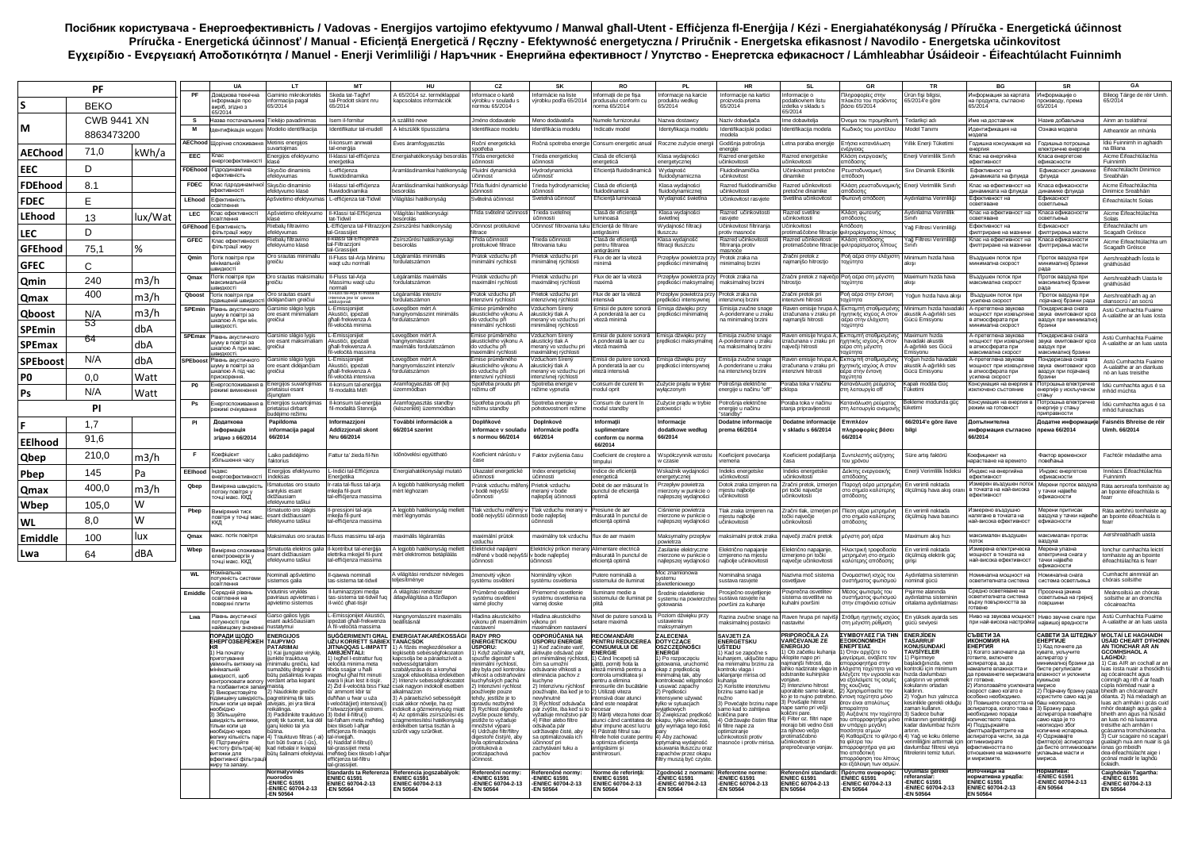**Посібник користувача - Енергоефективність / Vadovas - Energijos vartojimo efektyvumo / Manwal għall-Utent - Effiċjenza fl-Enerġija / Kézi - Energiahatékonyság / Příručka - Energetická účinnost**
**Příručka - Energetická účinnosť / Manual - Eficiență Energetică / Ręczny - Efektywność energetyczna / Priručnik - Energetska efikasnost / Navodilo - Energetska učinkovitost**
**Εγχειρίδιο - Ενεργειακή Αποδοτικότητα / Manuel - Enerji Verimliliği / Наръчник - Енергийна ефективност / Упутство - Енергетска ефикасност / Lámhleabhar Úsáideoir - Éifeachtúlacht Fuinnimh**

| PF | | |
|---|---|---|
| S | BEKO | |
| M | CWB 9441 XN 8863473200 | |
| AEChood | 71,0 | kWh/a |
| EEC | D | |
| FDEHood | 8.1 | |
| FDEC | E | |
| LEhood | 13 | lux/Wat |
| LEC | D | |
| GFEhood | 75,1 | % |
| GFEC | C | |
| Qmin | 240 | m3/h |
| Qmax | 400 | m3/h |
| Qboost | N/A | m3/h |
| SPEmin | 53 | dbA |
| SPEmax | 64 | dbA |
| SPEboost | N/A | dbA |
| P0 | 0,0 | Watt |
| Ps | N/A | Watt |
| **PI** | | |
| F | 1,7 | |
| EElhood | 91,6 | |
| Qbep | 210,0 | m3/h |
| Pbep | 145 | Pa |
| Qmax | 400,0 | m3/h |
| Wbep | 105,0 | W |
| WL | 8,0 | W |
| Emiddle | 100 | lux |
| Lwa | 64 | dBA |

| | UA | LT | MT | HU | CZ | SK | RO | PL | HR | SL | GR | TR | BG | SR | GA |
|---|---|---|---|---|---|---|---|---|---|---|---|---|---|---|---|
| PF | Довідкова технічна інформація про виріб, згідно з 65/2014 | Gaminio mikrokortelės informacija pagal 65/2014 | Skeda tat-Tagħrif tal-Prodott skont nru 65/2014 | A 65/2014 sz. termékadatlap kapcsolatos információk | Informace o kartě výrobku v souladu s normou 65/2014 | Informácie na liste výrobku podľa 65/2014 | Informații de pe fișa produsului conform cu norma 65/2014 | Informacje na karcie produktu według 65/2014 | Informacije na kartici proizvoda prema 65/2014 | Informacije o podatkovnem listu izdelka v skladu s 65/2014 | Πληροφορίες στην πινακίδα του προϊόντος βάσει 65/2014 | Ürün fişi bilgisi, 65/2014'e göre | Информация за картата на продукта, съгласно 65/2014 | Информације о производу, према 65/2014 | Bileog Táirge de réir Uimh. 65/2014 |
| S | Назва постачальника | Tiekėjo pavadinimas | Isem il-fornitur | A szállító neve | Jméno dodavatele | Meno dodávateľa | Numele furnizorului | Nazwa dostawcy | Naziv dobavljača | Ime dobavitelja | Όνομα του προμηθευτή | Tedarikçi adı | Име на доставчик | Назив добављача | Ainm an tSoláthraí |
| M | Ідентифікація моделі | Modelio identifikacija | Identifikatur tal-mudell | A készülék típusszáma | Identifikace modelu | Identifikácia modelu | Indicativ model | Identyfikacja modelu | Identifikacijski podaci modela | Identifikacija modela | Κωδικός του μοντέλου | Model Tanımı | Идентификация на модела | Ознака модела | Aitheantóir an mhúnla |
| AEChood | Щорічне споживання | Metinis energijos suvartojimas | Il-konsum annwali tal-enerġija | Éves áramfogyasztás | Roční energetická spotřeba | Ročná spotreba energie | Consum energetic anual | Roczne zużycie energii | Godišnja potrošnja energije | Letna poraba energije | Ετήσια κατανάλωση ενέργειας | Yıllık Enerji Tüketimi | Годишна консумация на енергия | Годишња потрошња електричне енергије | Ídiú Fuinnimh in aghaidh na Bliana |
| EEC | Клас енергоефективності | Energijos efektyvumo klasė | Il-klassi tal-effiċjenza enerġetika | Energiahatékonysági besorolás | Třída energetické účinnosti | Trieda energetickej účinnosti | Clasă de eficiență energetică | Klasa wydajności energetycznej | Razred energetske učinkovitosti | Razred energetske učinkovitosti | Κλάση ενεργειακής απόδοσης | Enerji Verimlilik Sınıfı | Клас на енергийна ефективност | Класа енергетске ефикасности | Aicme Éifeachtúlachta Fuinnimh |
| FDEHood | Гідродинамічна ефективність | Skysčio dinaminis efektyvumas | L-effiċjenza fluwidodinamika | Áramlásdinamikai hatékonyság | Fluidní dynamická účinnost | Hydrodynamická účinnosť | Eficiență fluidodinamică | Wydajność fluidodynamiczna | Fluidodinamička učinkovitost | Učinkovitost pretočne dinamike | Ρευστοδυναμική απόδοση | Sıvı Dinamik Etkinlik | Ефективност на динамиката на флуида | Ефикасност динамике флуида | Éifeachtúlacht Dinimice Sreabhán |
| FDEC | Клас гідродинамічної ефективності | Skysčio dinaminio efektyvumo klasė | Il-klassi tal-effiċjenza fluwidodinamika | Áramlásdinamikai hatékonysági besorolás | Třída fluidní dynamické účinnosti | Trieda hydrodynamickej účinnosti | Clasă de eficiență fluidodinamică | Klasa wydajności fluidodynamicznej | Razred fluidodinamičke učinkovitosti | Razred učinkovitosti pretočne dinamike | Κλάση ρευστοδυναμικής απόδοσης | Enerji Verimlilik Sınıfı | Клас на ефективност на динамиката на флуида | Класа ефикасности динамике флуида | Aicme Éifeachtúlachta Dinimice Sreabhán |
| LEhood | Ефективність освітлення | Apšvietimo efektyvumas | L-effiċjenza tad-dawl | Világítási hatékonyság | Světelná účinnost | Svetelná účinnosť | Eficiență luminoasă | Wydajność świetlna | Učinkovitost rasvjete | Svetilna učinkovitost | Φωτεινή απόδοση | Aydınlatma Verimliliği | Ефективност на осветяване | Ефикасност осветљења | Éifeachtúlacht Solais |
| LEC | Клас ефективності освітлення | Apšvietimo efektyvumo klasė | Il-Klassi tal-Effiċjenza tad-Dawl | Világítási hatékonysági besorolás | Třída světelné účinnosti | Trieda svetelnej účinnosti | Clasă de eficiență luminoasă | Klasa wydajności świetlnej | Razred učinkovitosti rasvjete | Razred svetilne učinkovitosti | Κλάση φωτεινής απόδοσης | Aydınlatma Verimlilik Sınıfı | Клас на ефективност на осветяване | Класа ефикасности осветљења | Aicme Éifeachtúlachta Solais |
| GFEhood | Ефективність фільтрації жиру | Riebalų filtravimo efektyvumas | L-Effiċjenza tal-Filtrazzjoni tal-Grass | Zsírszűrési hatékonyság | Účinnost protukové filtrace | Účinnosť filtrovania tuku | Eficiența de filtrare antigrăsimi | Wydajność filtracji tłuszczu | Učinkovitost filtriranja protiv masnoće | Učinkovitost protimaščobne filtracije | Απόδοση φιλτραρίσματος λίπους | Yağ Filtresi Verimliliği | Ефективност на филтриране на мазнини | Ефикасност филтрирања масти | Éifeachtúlacht Scagadh Gréisce |
| GFEC | Клас ефективності фільтрації жиру | Riebalų filtravimo efektyvumo klasė | Il-klassi tal-Effiċjenza tal-Filtrazzjoni tal-Grass | Zsírszűrési hatékonysági besorolás | Třída účinnosti protukové filtrace | Trieda účinnosti filtrovania tuku | Clasă de eficiență pentru filtrare antigrăsimi | Klasa wydajności filtracji tłuszczu | Razred učinkovitosti filtriranja protiv masnoće | Razred učinkovitosti protimaščobne filtracije | Κλάση απόδοσης φιλτραρίσματος λίπους | Yağ Filtresi Verimlilik Sınıfı | Клас на ефективност на филтриране на мазнини | Класа ефикасности филтрирања масти | Aicme Éifeachtúlachta um Scagadh Gréisce |
| Qmin | Потік повітря при мінімальній швидкості | Oro srautas minimaliu greičiu | Il-Fluss tal-Arja Minimu waqt użu normali | Légáramlás minimális fordulatszámon | Průtok vzduchu při minimální rychlosti | Prietok vzduchu pri minimálnej rýchlosti | Flux de aer la viteză minimă | Przepływ powietrza przy prędkości minimalnej | Protok zraka na minimalnoj brzini | Zračni pretok z najmanjšo hitrostjo | Ροή αέρα στην ελάχιστη ταχύτητα | Minimum hızda hava akışı | Въздушен поток при минимална скорост | Проток ваздуха при минималној брзини рада | Aershreabhadh íosta le gnáthúsáid |
| Qmax | Потік повітря при максимальній швидкості | Oro srautas maksimaliu greičiu | Il-Fluss tal-Arja Massimu waqt użu normali | Légáramlás maximális fordulatszámon | Průtok vzduchu při maximální rychlosti | Prietok vzduchu pri maximálnej rýchlosti | Flux de aer la viteză maximă | Przepływ powietrza przy prędkości maksymalnej | Protok zraka na maksimalnoj brzini | Zračni pretok z največjo hitrostjo | Ροή αέρα στη μέγιστη ταχύτητα | Maksimum hızda hava akışı | Въздушен поток при максимална скорост | Проток ваздуха при максималној брзини рада | Aershreabhadh Uasta le gnáthúsáid |
| Qboost | Потік повітря при підвищеній швидкості | Oro srautas esant didėjančiam greičiui | Il-Fluss tal-Arja fil-modalità intensiva jew fil-qawwa addizzjonali | Légáramlás intenzív fordulatszámon | Průtok vzduchu při intenzivní rychlosti | Prietok vzduchu pri intenzívnej rýchlosti | Flux de aer la viteză intensivă | Przepływ powietrza przy prędkości intensywnej | Protok zraka na intenzivnoj brzini | Zračni pretok pri intenzivni hitrosti | Ροή αέρα στην εντατική ταχύτητα | Yoğun hızda hava akışı | Въздушен поток при усилена скорост | Проток ваздуха при појачаној брзини рада | Aershreabhadh ag an dianscorú / an socrú |
| SPEmin | Рівень акустичного шуму в повітрі за швидкості мін. при мінімальній швидкості | Garsinio slėgio lygis oro esant minimaliam greičiui | L-Emissjonijiet Akustiċi, ippeżati għall-frekwenza A fil-veloċità minima | Levegőben mért A hangnyomásszint minimális fordulatszámon | Emise průměrného akustického výkonu A do vzduchu při minimální rychlosti | Vzduchom šírený akustický tlak A meraný vo vzduchu pri minimálnej rýchlosti | Emisii de putere sonoră A ponderată la aer cu viteză minimă | Emisja dźwięku przy prędkości minimalnej | Emisija zvučne snage A-ponderirane u zraku na minimalnoj brzini | Raven emisije hrupa A, izračunana v zraku pri najmanjši hitrosti | Εκπομπή σταθμισμένης ηχητικής ισχύος A στον αέρα στη ελάχιστη ταχύτητα | Minimum hızda havadaki akustik A-ağırlıklı ses Gücü Emisyonu | А-претеглена звукова мощност при излъчване в атмосферата при минимална скорост | Пондерисана снага звука емитованог кроз ваздух при минималној брзини | Astú Cumhachta Fuaime A-ualaithe ar an luas íosta |
| SPEmax | Рівень акустичного шуму в повітрі за швидкості макс. при максимальній швидкості | Garsinio slėgio lygis oro esant maksimaliam greičiui | L-Emissjonijiet Akustiċi, ippeżati għall-frekwenza A fil-veloċità massima | Levegőben mért A hangnyomásszint maximális fordulatszámon | Emise průměrného akustického výkonu A do vzduchu při maximální rychlosti | Vzduchom šírený akustický tlak A meraný vo vzduchu pri maximálnej rýchlosti | Emisii de putere sonoră A ponderată la aer cu viteză maximă | Emisja dźwięku przy prędkości maksymalnej | Emisija zvučne snage A-ponderirane u zraku na maksimalnoj brzini | Raven emisije hrupa A, izračunana v zraku pri največji hitrosti | Εκπομπή σταθμισμένης ηχητικής ισχύος A στον αέρα στη μέγιστη ταχύτητα | Maksimum hızda havadaki akustik A-ağırlıklı ses Gücü Emisyonu | А-претеглена звукова мощност при излъчване в атмосферата при максимална скорост | Пондерисана снага звука емитованог кроз ваздух при максималној брзини | Astú Cumhachta Fuaime A-ualaithe ar an luas uasta |
| SPEboost | Рівень акустичного шуму в повітрі за швидкості в під прискорення | Garsinio slėgio lygis oro esant didėjančiam greičiui | L-Emissjonijiet Akustiċi, ippeżati għall-frekwenza A fil-veloċità intensiva | Levegőben mért A hangnyomásszint intenzív fordulatszámon | Emise průměrného akustického výkonu A do vzduchu při intenzivní rychlosti | Vzduchom šírený akustický tlak A meraný vo vzduchu pri intenzívnej rýchlosti | Emisii de putere sonoră A ponderată la aer cu viteză intensivă | Emisja dźwięku przy prędkości intensywnej | Emisija zvučne snage A-ponderirane u zraku na intenzivnoj brzini | Raven emisije hrupa A, izračunana v zraku pri intenzivni hitrosti | Εκπομπή σταθμισμένης ηχητικής ισχύος A στον αέρα στην εντατική ταχύτητα | Yoğun hızda havadaki akustik A-ağırlıklı ses Gücü Emisyonu | А-претеглена звукова мощност при излъчване в атмосферата при усилена скорост | Пондерисана снага звука емитованог кроз ваздух при појачаној брзини | Astú Cumhachta Fuaime A-ualaithe ar an dianluas nó an luas treisithe |
| P0 | Енергоспоживання в режимі вимкнення | Energijos suvartojimas išjungtu režimu | Il-konsum tal-enerġija fil-modalità Mitfi | Áramfogyasztás off (ki) üzemmódban | Spotřeba proudu při režimu off | Spotreba energie v režime vypnutia | Consum de curent în modul oprit | Zużycie prądu w trybie wyłączonym | Potrošnja električne energije u načinu "off" | Poraba toka v načinu izklopa | Κατανάλωση ρεύματος στη λειτουργία off | Kapalı modda Güç Tüketimi | Консумация на енергия в изключено състояние | Потрошња електричне енергије у искљученом стању | Ídiú cumhachta agus é sa mhód múchta |
| Ps | Енергоспоживання в режимі очікування | Energijos suvartojimas parengties režimu | Il-konsum tal-enerġija fil-modalità Stennija | Áramfogyasztás standby (készenléti) üzemmódban | Spotřeba proudu při režimu standby | Spotreba energie v pohotovostnom režime | Consum de curent în modul standby | Zużycie prądu w trybie gotowości | Potrošnja električne energije u načinu "standby" | Poraba toka v načinu stanja pripravljenosti | Κατανάλωση ρεύματος στην αναμονή | Bekleme modunda güç tüketimi | Консумация на енергия в режим на готовност | Потрошња електричне енергије у стању приправности | Ídiú cumhachta agus é sa mhód fuireachais |
| PI | **Додаткова інформація згідно з 66/2014** | **Papildoma informacija pagal 66/2014** | **Informazzjoni Addizzjonali skont Nru 66/2014** | **További információk a 66/2014 szerint** | **Doplňkové informace v souladu s normou 66/2014** | **Doplnkové informácie podľa 66/2014** | **Informații suplimentare conform cu norma 66/2014** | **Informacje dodatkowe według 66/2014** | **Dodatne informacije prema 66/2014** | **Dodatne informacije v skladu s 66/2014** | **Επιπλέον πληροφορίες βάσει 66/2014** | **66/2014'e göre ilave bilgi** | **Допълнителна информация съгласно 66/2014** | **Додатне информације према 66/2014** | **Faisnéis Bhreise de réir Uimh. 66/2014** |
| F | Коефіцієнт збільшення часу | Laiko padidėjimo faktorius | Fattur ta' żieda fil-ħin | Időnövelési együttható | Koeficient nárůstu v čase | Faktor zvýšenia času | Coeficient de creștere a timpului | Współczynnik wzrostu w czasie | Koeficijent povećanja vremena | Koeficient podaljšanja časa | Συντελεστής αύξησης του χρόνου | Süre artış faktörü | Коефициент на нарастване на времето | Фактор временског повећања | Fachtóir méadaithe ama |
| EElhood | Індекс енергоефективності | Energijos efektyvumo indeksas | L-Indiċi tal-Effiċjenza Enerġetika | Energiahatékonysági mutató | Ukazatel energetické účinnosti | Index energetickej účinnosti | Indice de eficiență energetică | Wskaźnik wydajności energetycznej | Indeks energetske učinkovitosti | Indeks energetske učinkovitosti | Δείκτης ενεργειακής απόδοσης | Enerji Verimlilik İndeksi | Индекс на енергийна ефективност | Индекс енергетске ефикасности | Innéacs Éifeachtúlachta Fuinnimh |
| Qbep | Виміряна швидкість потоку повітря у точці макс. ККД | Išmatuotas oro srauto santykis esant didžiausiam efektyvumo taškui | Ir-rata tal-fluss tal-arja mkejla fil-punt tal-effiċjenza massima | A legjobb hatékonyság mellett mért légmozgás | Průtok vzduchu měřený v bodě nejvyšší účinnosti | Prietok vzduchu meraný v bode najlepšej účinnosti | Debit de aer măsurat în punctul de eficiență optimă | Przepływ powietrza mierzony w punkcie o najlepszej wydajności | Dotok zraka izmjeren na mjestu najbolje učinkovitosti | Zračni pretok, izmerjen pri točki največje učinkovitosti | Παροχή αέρα μετρημένη στο σημείο καλύτερης απόδοσης | En verimli noktada ölçülmüş hava akış oranı | Измерен въздушен поток в точката на най-висока ефективност | Мерени проток ваздуха у тачки највеће ефикасности | Ráta aersreafa tomhaiste ag an bpointe éifeachtúla is fearr |
| Pbep | Виміряний тиск повітря у точці макс. ККД | Išmatuotas oro slėgis esant didžiausiam efektyvumo taškui | Il-pressjoni tal-arja mkejla fil-punt tal-effiċjenza massima | A legjobb hatékonyság mellett mért légnyomás | Tlak vzduchu měřený v bodě nejvyšší účinnosti | Tlak vzduchu meraný v bode najlepšej účinnosti | Presiune de aer măsurată în punctul de eficiență optimă | Ciśnienie powietrza mierzone w punkcie o najlepszej wydajności | Tlak zraka izmjeren na mjestu najbolje učinkovitosti | Zračni tlak, izmerjen pri točki največje učinkovitosti | Πίεση αέρα μετρημένη στο σημείο καλύτερης απόδοσης | En verimli noktada ölçülmüş hava basıncı | Измерено въздушно налягане в точката на най-висока ефективност | Мерени притисак ваздуха у тачки највеће ефикасности | Ráta aerbhrú tomhaiste ag an bpointe éifeachtúla is fearr |
| Qmax | макс. потік повітря | Maksimalus oro srautas | Il-fluss massimu tal-arja | maximális légáramlás | maximální průtok vzduchu | maximálny tok vzduchu | flux de aer maxim | Maksymalny przepływ powietrza | maksimalni protok zraka | največji pretok zraka | μέγιστη ροή αέρα | Maximum akış hızı | максимален въздушен поток | максимални проток ваздуха | Aershreabhadh uasta |
| Wbep | Виміряна споживана електроенергія у точці макс. ККД | Išmatuotas elektros galia esant didžiausiam efektyvumo taškui | Il-kontribut tal-enerġija elettrika mkejjel fil-punt tal-effiċjenza massima | A legjobb hatékonyság mellett mért elektromos betáplálás | Elektrické napájení měřené v bodě nejvyšší účinnosti | Elektrický príkon meraný v bode najlepšej účinnosti | Alimentare electrică măsurată în punctul de eficiență optimă | Zasilanie elektryczne mierzone w punkcie o najlepszej wydajności | Električno napajanje izmjereno na mjestu najbolje učinkovitosti | Električno napajanje, izmerjeno pri točki največje učinkovitosti | Ηλεκτρική τροφοδοσία μετρημένη στο σημείο καλύτερης απόδοσης | En verimli noktada ölçülmüş elektrik güç girişi | Измерена електрическа мощност в точката на най-висока ефективност | Мерена улазна електрична снага у тачки највеће ефикасности | Ionchur cumhachta leictrí tomhaiste ag an bpointe éifeachtúlachta is fearr |
| WL | Номінальна потужність системи освітлення | Nominali apšvietimo sistemos galia | Il-qawwa nominali tas-sistema tad-dawl | A világítási rendszer névleges teljesítménye | Jmenovitý výkon systému osvětlení | Nominálny výkon systému osvetlenia | Putere nominală a sistemului de iluminat | Moc znamionowa systemu oświetleniowego | Nominalna snaga sustava rasvjete | Nazivna moč sistema osvetljave | Ονομαστική ισχύς του συστήματος φωτισμού | Aydınlatma sisteminin nominal gücü | Номинална мощност на осветителната система | Номинална снага система осветљења | Cumhacht ainmniúil an chórais soilsithe |
| Emiddle | Середній рівень освітлення на поверхні плити | Vidutinis viryklės paviršiaus apšvietimo sistemos | Il-luminazzjoni medja tas-sistema tad-dawl fuq il-wiċċ għat-tisjir | A világítási rendszer átlagvilágítása a főzőlapon | Průměrné osvětlení systému osvětlení varné plochy | Priemerné osvetlenie systému osvetlenia na varnej ploche | Iluminare medie a sistemului de iluminat pe plită | Średnie oświetlenie systemu na powierzchni gotowania | Prosječno osvjetljenje sustava rasvjete na površini za kuhanje | Povprečna osvetlitev sistema osvetljave na kuhalni površini | Μέσος φωτισμός του συστήματος φωτισμού στην επιφάνεια εστιών | Pişirme alanında aydınlatma sisteminin ortalama aydınlatması | Средно осветяване на осветителната система върху повърхността за готвене | Просечна јачина осветљења на грејној површини | Meánsoilsiú an chórais soilsithe ar an dromchla cócaireachta |
| Lwa | Рівень акустичної потужності при найвищому значенні | Garso galios lygis esant aukščiausiam nustatymui | L-Emissjonijiet Akustiċi, ippeżati għall-frekwenza A fil-veloċità massima | Hangnyomásszint maximális beállításnál | Hladina akustického výkonu při maximálním nastavení | Hladina akustického výkonu pri maximálnom nastavení | Nivel de putere sonoră la setare maximă | Poziom dźwięku przy ustawieniu maksymalnym | Razina zvučne snage na maksimalnoj postavci | Raven hrupa pri najvišji nastavitvi | Στάθμη ηχητικής ισχύος στη μέγιστη ρύθμιση | En yüksek ayarda ses gücü seviyesi | Ниво на звукова мощност при най-висока настройка | Ниво звучне снаге при највишој вредности | Astú Cumhachta Fuaime A-ualaithe ar an luas uasta |
| | **ПОРАДИ ЩОДО ЕНЕРГОЗБЕРЕЖЕННЯ** | **ENERGIJOS TAUPYMO PATARIMAI** | **SUĠĠERIMENTI GĦAL UŻU KORRETT SABIEX TNAQQAS IL-KONSUM TAL-ENERĠIJA** | **ENERGIATAKARÉKOSSÁGI TANÁCSOK** | **RADY PRO ENERGETICKOU ÚSPORU** | **ODPORÚČANIA NA ÚSPORU ENERGIE** | **RECOMANDĂRI PENTRU REDUCEREA CONSUMULUI DE ENERGIE** | **ZALECENIA DOTYCZĄCE OSZCZĘDNOŚCI ENERGII** | **SAVJETI ZA UŠTEDU** | **PRIPOROČILA ZA VARČEVANJE ZE ENERGIJO** | **ΣΥΜΒΟΥΛΕΣ ΓΙΑ ΤΗΝ ΕΞΟΙΚΟΝΟΜΗΣΗ ΕΝΕΡΓΕΙΑΣ** | **ENERJİDEN TASARRUF KONUSUNDAKİ TAVSİYELER** | **СЪВЕТИ ЗА ИКОНОМИЯ НА ЕНЕРГИЯ** | **САВЕТИ ЗА ШТЕДЊУ ЕНЕРГИЈЕ** | **MOLTAÍ LE HAGHAIDH ÚSÁID CHEART D'FHONN AN TIONCHAR AR AN GCOMHSHAOL A LAGHDÚ** |
| | **Нормативні посилання: -ENISEC 61591 -ENIEC 60704-2-13 -EN 50564** | **Standards ir Referencija -ENIEC 61591 -ENIEC 60704-2-13 -EN 50564** | **Standards ta Referenza -ENIEC 61591 -ENIEC 60704-2-13 -EN 50564** | **Referencia jogszabályok: -ENIEC 61591 -ENIEC 60704-2-13 -EN 50564** | **Referenční normy: -ENIEC 61591 -ENIEC 60704-2-13 -EN 50564** | **Referenčné normy: -ENIEC 61591 -ENIEC 60704-2-13 -EN 50564** | **Norme de referință: -ENIEC 61591 -ENIEC 60704-2-13 -EN 50564** | **Zgodność z normami: -ENIEC 61591 -ENIEC 60704-2-13 -EN 50564** | **Referentne norme: -ENIEC 61591 -ENIEC 60704-2-13 -EN 50564** | **Referenčni standardi: -ENIEC 61591 -ENIEC 60704-2-13 -EN 50564** | **Πρότυπα αναφοράς: -ENIEC 61591 -ENIEC 60704-2-13 -EN 50564** | **Uyulması gereken referanslar: -ENIEC 61591 -ENIEC 60704-2-13 -EN 50564** | **Източници на нормативна уредба: -ENIEC 61591 -ENIEC 60704-2-13 -EN 50564** | **Нормативни извори: -ENIEC 61591 -ENIEC 60704-2-13 -EN 50564** | **Caighdeáin Tagartha: -ENIEC 61591 -ENIEC 60704-2-13 -EN 50564** |